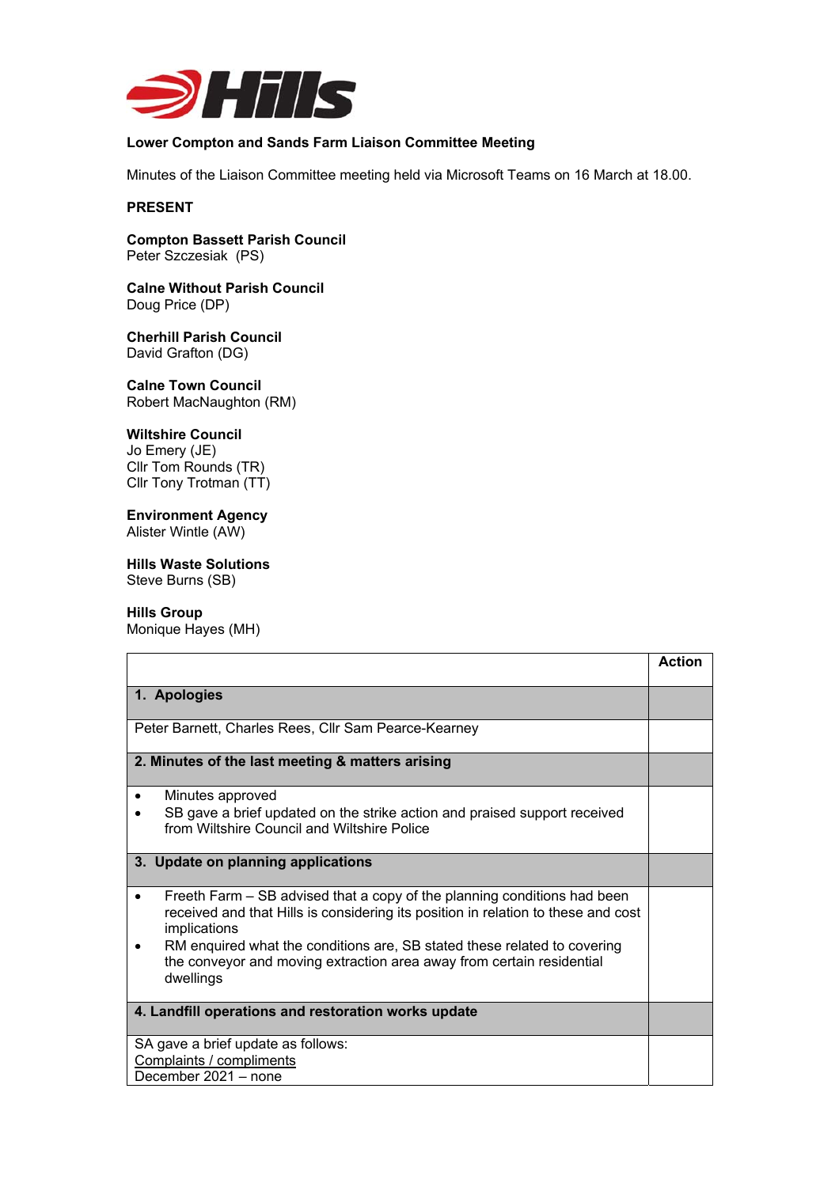**Lower Compton and Sands Farm Liaison Committee Meeting**

Minutes of the Liaison Committee meeting held via Microsoft Teams on 16 March at 18.00.

**PRESENT**

**Compton Bassett Parish Council**
Peter Szczesiak (PS)

**Calne Without Parish Council**
Doug Price (DP)

**Cherhill Parish Council**
David Grafton (DG)

**Calne Town Council**
Robert MacNaughton (RM)

**Wiltshire Council**
Jo Emery (JE)
Cllr Tom Rounds (TR)
Cllr Tony Trotman (TT)

**Environment Agency**
Alister Wintle (AW)

**Hills Waste Solutions**
Steve Burns (SB)

**Hills Group**
Monique Hayes (MH)

| | **Action** |
|---|---|
| **1. Apologies** | |
| Peter Barnett, Charles Rees, Cllr Sam Pearce-Kearney | |
| **2. Minutes of the last meeting & matters arising** | |
| • Minutes approved<br>• SB gave a brief updated on the strike action and praised support received from Wiltshire Council and Wiltshire Police | |
| **3. Update on planning applications** | |
| • Freeth Farm – SB advised that a copy of the planning conditions had been received and that Hills is considering its position in relation to these and cost implications<br>• RM enquired what the conditions are, SB stated these related to covering the conveyor and moving extraction area away from certain residential dwellings | |
| **4. Landfill operations and restoration works update** | |
| SA gave a brief update as follows:<br><u>Complaints / compliments</u><br>December 2021 – none | |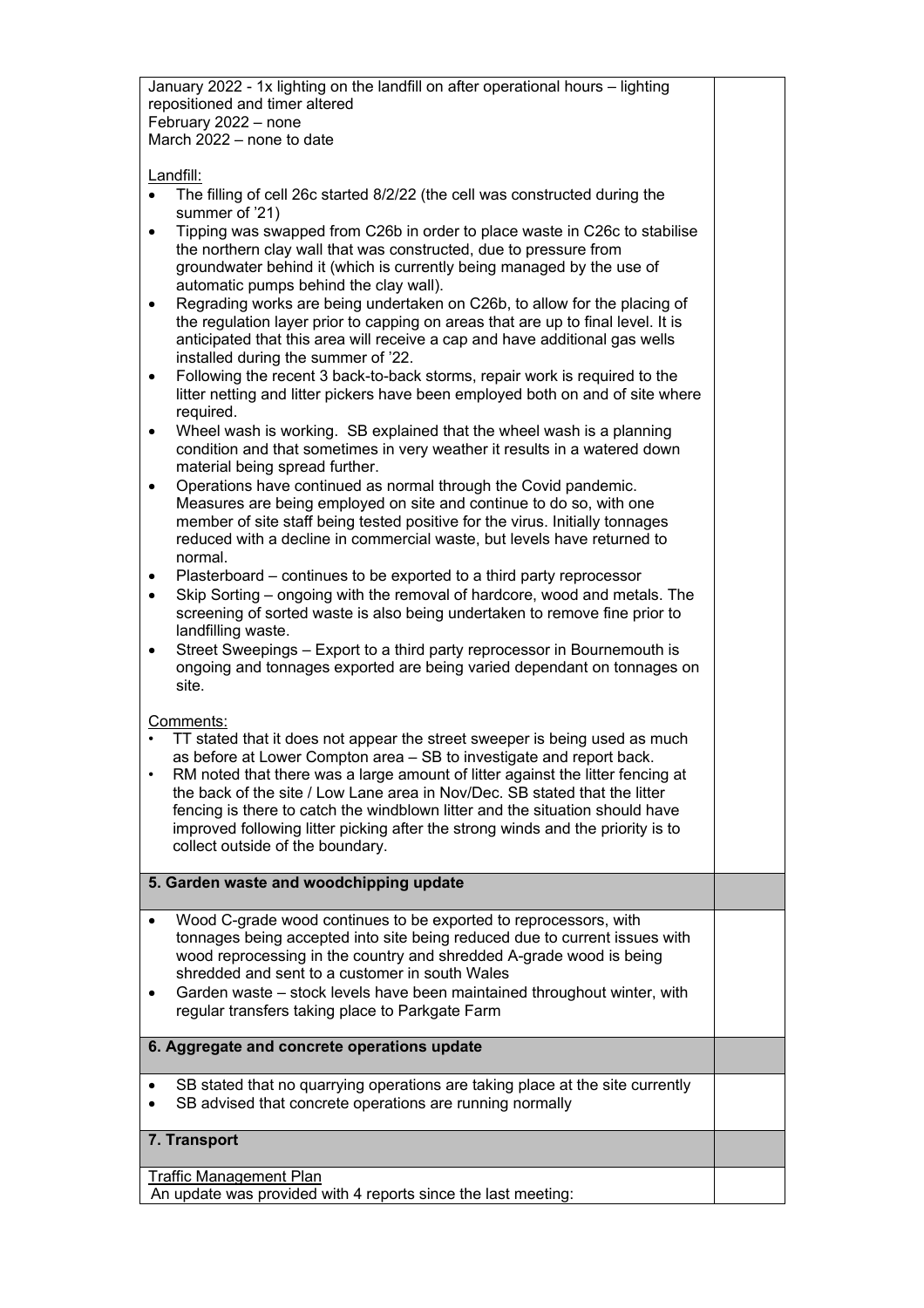January 2022 - 1x lighting on the landfill on after operational hours – lighting repositioned and timer altered
February 2022 – none
March 2022 – none to date

Landfill:

- The filling of cell 26c started 8/2/22 (the cell was constructed during the summer of '21)
- Tipping was swapped from C26b in order to place waste in C26c to stabilise the northern clay wall that was constructed, due to pressure from groundwater behind it (which is currently being managed by the use of automatic pumps behind the clay wall).
- Regrading works are being undertaken on C26b, to allow for the placing of the regulation layer prior to capping on areas that are up to final level. It is anticipated that this area will receive a cap and have additional gas wells installed during the summer of '22.
- Following the recent 3 back-to-back storms, repair work is required to the litter netting and litter pickers have been employed both on and of site where required.
- Wheel wash is working. SB explained that the wheel wash is a planning condition and that sometimes in very weather it results in a watered down material being spread further.
- Operations have continued as normal through the Covid pandemic. Measures are being employed on site and continue to do so, with one member of site staff being tested positive for the virus. Initially tonnages reduced with a decline in commercial waste, but levels have returned to normal.
- Plasterboard – continues to be exported to a third party reprocessor
- Skip Sorting – ongoing with the removal of hardcore, wood and metals. The screening of sorted waste is also being undertaken to remove fine prior to landfilling waste.
- Street Sweepings – Export to a third party reprocessor in Bournemouth is ongoing and tonnages exported are being varied dependant on tonnages on site.

Comments:

- TT stated that it does not appear the street sweeper is being used as much as before at Lower Compton area – SB to investigate and report back.
- RM noted that there was a large amount of litter against the litter fencing at the back of the site / Low Lane area in Nov/Dec. SB stated that the litter fencing is there to catch the windblown litter and the situation should have improved following litter picking after the strong winds and the priority is to collect outside of the boundary.

## 5. Garden waste and woodchipping update

- Wood C-grade wood continues to be exported to reprocessors, with tonnages being accepted into site being reduced due to current issues with wood reprocessing in the country and shredded A-grade wood is being shredded and sent to a customer in south Wales
- Garden waste – stock levels have been maintained throughout winter, with regular transfers taking place to Parkgate Farm

## 6. Aggregate and concrete operations update

- SB stated that no quarrying operations are taking place at the site currently
- SB advised that concrete operations are running normally

## 7. Transport

Traffic Management Plan
An update was provided with 4 reports since the last meeting: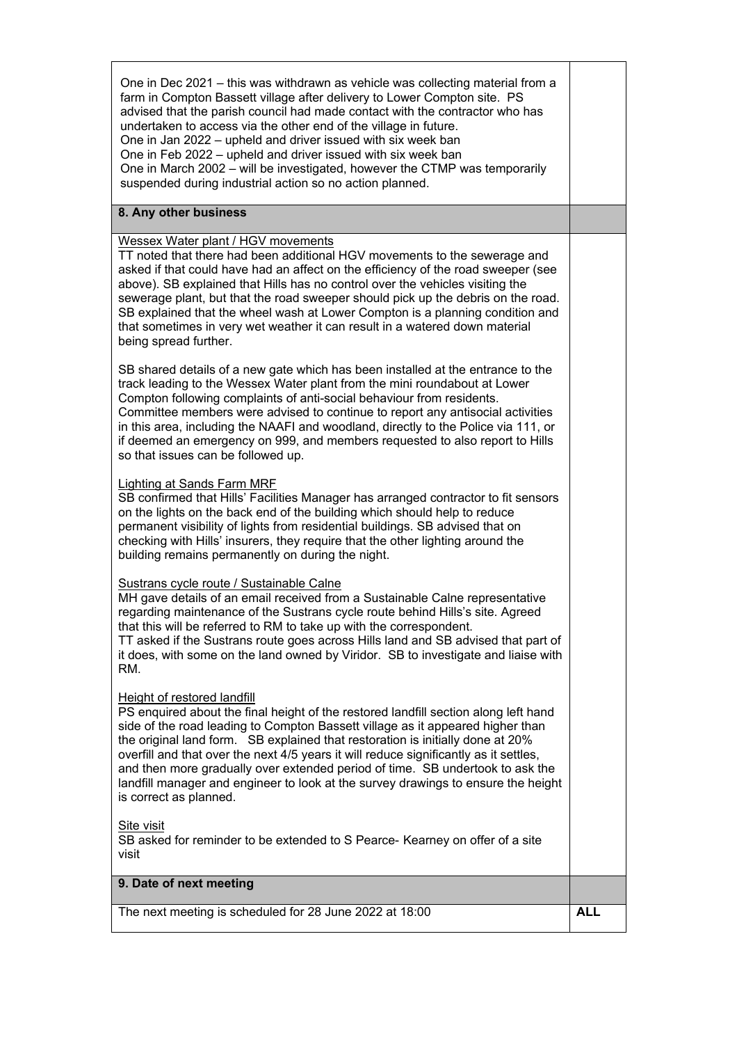| | |
|---|---|
| One in Dec 2021 – this was withdrawn as vehicle was collecting material from a farm in Compton Bassett village after delivery to Lower Compton site. PS advised that the parish council had made contact with the contractor who has undertaken to access via the other end of the village in future.<br>One in Jan 2022 – upheld and driver issued with six week ban<br>One in Feb 2022 – upheld and driver issued with six week ban<br>One in March 2002 – will be investigated, however the CTMP was temporarily suspended during industrial action so no action planned. | |
| **8. Any other business** | |
| Wessex Water plant / HGV movements<br>TT noted that there had been additional HGV movements to the sewerage and asked if that could have had an affect on the efficiency of the road sweeper (see above). SB explained that Hills has no control over the vehicles visiting the sewerage plant, but that the road sweeper should pick up the debris on the road. SB explained that the wheel wash at Lower Compton is a planning condition and that sometimes in very wet weather it can result in a watered down material being spread further.<br><br>SB shared details of a new gate which has been installed at the entrance to the track leading to the Wessex Water plant from the mini roundabout at Lower Compton following complaints of anti-social behaviour from residents. Committee members were advised to continue to report any antisocial activities in this area, including the NAAFI and woodland, directly to the Police via 111, or if deemed an emergency on 999, and members requested to also report to Hills so that issues can be followed up.<br><br>Lighting at Sands Farm MRF<br>SB confirmed that Hills' Facilities Manager has arranged contractor to fit sensors on the lights on the back end of the building which should help to reduce permanent visibility of lights from residential buildings. SB advised that on checking with Hills' insurers, they require that the other lighting around the building remains permanently on during the night.<br><br>Sustrans cycle route / Sustainable Calne<br>MH gave details of an email received from a Sustainable Calne representative regarding maintenance of the Sustrans cycle route behind Hills's site. Agreed that this will be referred to RM to take up with the correspondent.<br>TT asked if the Sustrans route goes across Hills land and SB advised that part of it does, with some on the land owned by Viridor. SB to investigate and liaise with RM.<br><br>Height of restored landfill<br>PS enquired about the final height of the restored landfill section along left hand side of the road leading to Compton Bassett village as it appeared higher than the original land form. SB explained that restoration is initially done at 20% overfill and that over the next 4/5 years it will reduce significantly as it settles, and then more gradually over extended period of time. SB undertook to ask the landfill manager and engineer to look at the survey drawings to ensure the height is correct as planned.<br><br>Site visit<br>SB asked for reminder to be extended to S Pearce- Kearney on offer of a site visit | |
| **9. Date of next meeting** | |
| The next meeting is scheduled for 28 June 2022 at 18:00 | **ALL** |